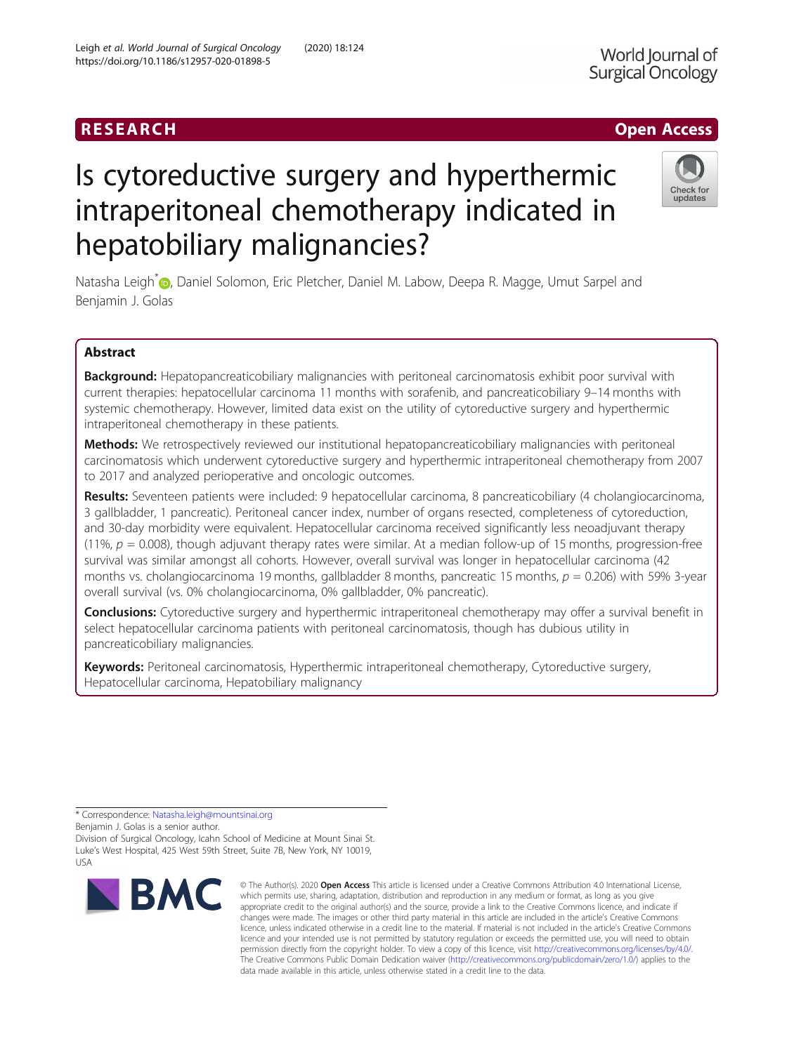RESEARCH

Open Access

# Is cytoreductive surgery and hyperthermic intraperitoneal chemotherapy indicated in hepatobiliary malignancies?

Natasha Leigh*, Daniel Solomon, Eric Pletcher, Daniel M. Labow, Deepa R. Magge, Umut Sarpel and Benjamin J. Golas

## Abstract

**Background:** Hepatopancreaticobiliary malignancies with peritoneal carcinomatosis exhibit poor survival with current therapies: hepatocellular carcinoma 11 months with sorafenib, and pancreaticobiliary 9–14 months with systemic chemotherapy. However, limited data exist on the utility of cytoreductive surgery and hyperthermic intraperitoneal chemotherapy in these patients.

**Methods:** We retrospectively reviewed our institutional hepatopancreaticobiliary malignancies with peritoneal carcinomatosis which underwent cytoreductive surgery and hyperthermic intraperitoneal chemotherapy from 2007 to 2017 and analyzed perioperative and oncologic outcomes.

**Results:** Seventeen patients were included: 9 hepatocellular carcinoma, 8 pancreaticobiliary (4 cholangiocarcinoma, 3 gallbladder, 1 pancreatic). Peritoneal cancer index, number of organs resected, completeness of cytoreduction, and 30-day morbidity were equivalent. Hepatocellular carcinoma received significantly less neoadjuvant therapy (11%, $p = 0.008$), though adjuvant therapy rates were similar. At a median follow-up of 15 months, progression-free survival was similar amongst all cohorts. However, overall survival was longer in hepatocellular carcinoma (42 months vs. cholangiocarcinoma 19 months, gallbladder 8 months, pancreatic 15 months, $p = 0.206$) with 59% 3-year overall survival (vs. 0% cholangiocarcinoma, 0% gallbladder, 0% pancreatic).

**Conclusions:** Cytoreductive surgery and hyperthermic intraperitoneal chemotherapy may offer a survival benefit in select hepatocellular carcinoma patients with peritoneal carcinomatosis, though has dubious utility in pancreaticobiliary malignancies.

**Keywords:** Peritoneal carcinomatosis, Hyperthermic intraperitoneal chemotherapy, Cytoreductive surgery, Hepatocellular carcinoma, Hepatobiliary malignancy

---

* Correspondence: Natasha.leigh@mountsinai.org
Benjamin J. Golas is a senior author.
Division of Surgical Oncology, Icahn School of Medicine at Mount Sinai St. Luke's West Hospital, 425 West 59th Street, Suite 7B, New York, NY 10019, USA

© The Author(s). 2020 **Open Access** This article is licensed under a Creative Commons Attribution 4.0 International License, which permits use, sharing, adaptation, distribution and reproduction in any medium or format, as long as you give appropriate credit to the original author(s) and the source, provide a link to the Creative Commons licence, and indicate if changes were made. The images or other third party material in this article are included in the article's Creative Commons licence, unless indicated otherwise in a credit line to the material. If material is not included in the article's Creative Commons licence and your intended use is not permitted by statutory regulation or exceeds the permitted use, you will need to obtain permission directly from the copyright holder. To view a copy of this licence, visit http://creativecommons.org/licenses/by/4.0/. The Creative Commons Public Domain Dedication waiver (http://creativecommons.org/publicdomain/zero/1.0/) applies to the data made available in this article, unless otherwise stated in a credit line to the data.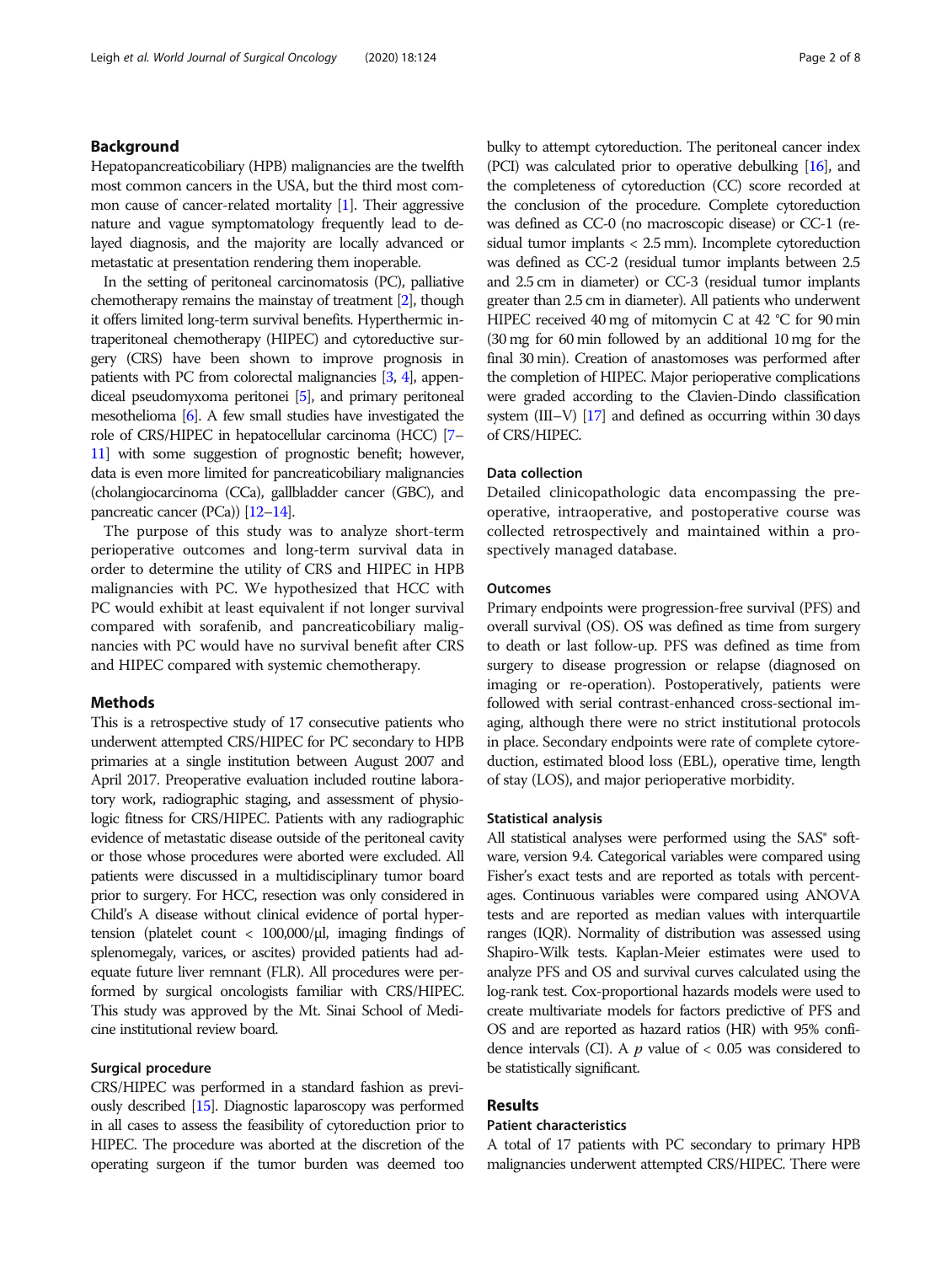## Background

Hepatopancreaticobiliary (HPB) malignancies are the twelfth most common cancers in the USA, but the third most common cause of cancer-related mortality [1]. Their aggressive nature and vague symptomatology frequently lead to delayed diagnosis, and the majority are locally advanced or metastatic at presentation rendering them inoperable.

In the setting of peritoneal carcinomatosis (PC), palliative chemotherapy remains the mainstay of treatment [2], though it offers limited long-term survival benefits. Hyperthermic intraperitoneal chemotherapy (HIPEC) and cytoreductive surgery (CRS) have been shown to improve prognosis in patients with PC from colorectal malignancies [3, 4], appendiceal pseudomyxoma peritonei [5], and primary peritoneal mesothelioma [6]. A few small studies have investigated the role of CRS/HIPEC in hepatocellular carcinoma (HCC) [7–11] with some suggestion of prognostic benefit; however, data is even more limited for pancreaticobiliary malignancies (cholangiocarcinoma (CCa), gallbladder cancer (GBC), and pancreatic cancer (PCa)) [12–14].

The purpose of this study was to analyze short-term perioperative outcomes and long-term survival data in order to determine the utility of CRS and HIPEC in HPB malignancies with PC. We hypothesized that HCC with PC would exhibit at least equivalent if not longer survival compared with sorafenib, and pancreaticobiliary malignancies with PC would have no survival benefit after CRS and HIPEC compared with systemic chemotherapy.

## Methods

This is a retrospective study of 17 consecutive patients who underwent attempted CRS/HIPEC for PC secondary to HPB primaries at a single institution between August 2007 and April 2017. Preoperative evaluation included routine laboratory work, radiographic staging, and assessment of physiologic fitness for CRS/HIPEC. Patients with any radiographic evidence of metastatic disease outside of the peritoneal cavity or those whose procedures were aborted were excluded. All patients were discussed in a multidisciplinary tumor board prior to surgery. For HCC, resection was only considered in Child's A disease without clinical evidence of portal hypertension (platelet count < 100,000/μl, imaging findings of splenomegaly, varices, or ascites) provided patients had adequate future liver remnant (FLR). All procedures were performed by surgical oncologists familiar with CRS/HIPEC. This study was approved by the Mt. Sinai School of Medicine institutional review board.

### Surgical procedure

CRS/HIPEC was performed in a standard fashion as previously described [15]. Diagnostic laparoscopy was performed in all cases to assess the feasibility of cytoreduction prior to HIPEC. The procedure was aborted at the discretion of the operating surgeon if the tumor burden was deemed too bulky to attempt cytoreduction. The peritoneal cancer index (PCI) was calculated prior to operative debulking [16], and the completeness of cytoreduction (CC) score recorded at the conclusion of the procedure. Complete cytoreduction was defined as CC-0 (no macroscopic disease) or CC-1 (residual tumor implants < 2.5 mm). Incomplete cytoreduction was defined as CC-2 (residual tumor implants between 2.5 and 2.5 cm in diameter) or CC-3 (residual tumor implants greater than 2.5 cm in diameter). All patients who underwent HIPEC received 40 mg of mitomycin C at 42 °C for 90 min (30 mg for 60 min followed by an additional 10 mg for the final 30 min). Creation of anastomoses was performed after the completion of HIPEC. Major perioperative complications were graded according to the Clavien-Dindo classification system (III–V) [17] and defined as occurring within 30 days of CRS/HIPEC.

### Data collection

Detailed clinicopathologic data encompassing the preoperative, intraoperative, and postoperative course was collected retrospectively and maintained within a prospectively managed database.

### Outcomes

Primary endpoints were progression-free survival (PFS) and overall survival (OS). OS was defined as time from surgery to death or last follow-up. PFS was defined as time from surgery to disease progression or relapse (diagnosed on imaging or re-operation). Postoperatively, patients were followed with serial contrast-enhanced cross-sectional imaging, although there were no strict institutional protocols in place. Secondary endpoints were rate of complete cytoreduction, estimated blood loss (EBL), operative time, length of stay (LOS), and major perioperative morbidity.

### Statistical analysis

All statistical analyses were performed using the SAS® software, version 9.4. Categorical variables were compared using Fisher's exact tests and are reported as totals with percentages. Continuous variables were compared using ANOVA tests and are reported as median values with interquartile ranges (IQR). Normality of distribution was assessed using Shapiro-Wilk tests. Kaplan-Meier estimates were used to analyze PFS and OS and survival curves calculated using the log-rank test. Cox-proportional hazards models were used to create multivariate models for factors predictive of PFS and OS and are reported as hazard ratios (HR) with 95% confidence intervals (CI). A $p$ value of $< 0.05$ was considered to be statistically significant.

## Results

### Patient characteristics

A total of 17 patients with PC secondary to primary HPB malignancies underwent attempted CRS/HIPEC. There were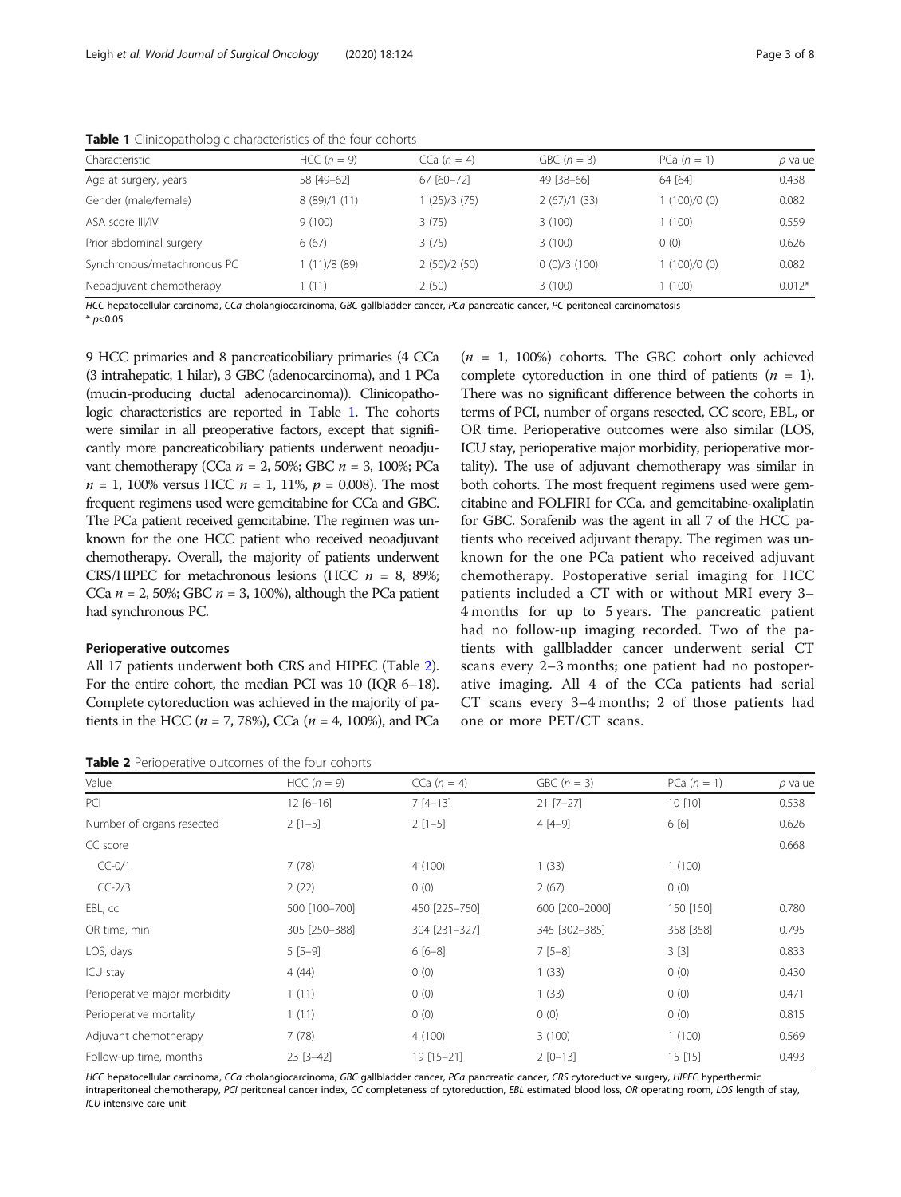**Table 1** Clinicopathologic characteristics of the four cohorts

| Characteristic | HCC ($n = 9$) | CCa ($n = 4$) | GBC ($n = 3$) | PCa ($n = 1$) | $p$ value |
|---|---|---|---|---|---|
| Age at surgery, years | 58 [49–62] | 67 [60–72] | 49 [38–66] | 64 [64] | 0.438 |
| Gender (male/female) | 8 (89)/1 (11) | 1 (25)/3 (75) | 2 (67)/1 (33) | 1 (100)/0 (0) | 0.082 |
| ASA score III/IV | 9 (100) | 3 (75) | 3 (100) | 1 (100) | 0.559 |
| Prior abdominal surgery | 6 (67) | 3 (75) | 3 (100) | 0 (0) | 0.626 |
| Synchronous/metachronous PC | 1 (11)/8 (89) | 2 (50)/2 (50) | 0 (0)/3 (100) | 1 (100)/0 (0) | 0.082 |
| Neoadjuvant chemotherapy | 1 (11) | 2 (50) | 3 (100) | 1 (100) | 0.012* |

*HCC* hepatocellular carcinoma, *CCa* cholangiocarcinoma, *GBC* gallbladder cancer, *PCa* pancreatic cancer, *PC* peritoneal carcinomatosis
* $p<0.05$

9 HCC primaries and 8 pancreaticobiliary primaries (4 CCa (3 intrahepatic, 1 hilar), 3 GBC (adenocarcinoma), and 1 PCa (mucin-producing ductal adenocarcinoma)). Clinicopathologic characteristics are reported in Table 1. The cohorts were similar in all preoperative factors, except that significantly more pancreaticobiliary patients underwent neoadjuvant chemotherapy (CCa $n = 2$, 50%; GBC $n = 3$, 100%; PCa $n = 1$, 100% versus HCC $n = 1$, 11%, $p = 0.008$). The most frequent regimens used were gemcitabine for CCa and GBC. The PCa patient received gemcitabine. The regimen was unknown for the one HCC patient who received neoadjuvant chemotherapy. Overall, the majority of patients underwent CRS/HIPEC for metachronous lesions (HCC $n = 8$, 89%; CCa $n = 2$, 50%; GBC $n = 3$, 100%), although the PCa patient had synchronous PC.

### Perioperative outcomes

All 17 patients underwent both CRS and HIPEC (Table 2). For the entire cohort, the median PCI was 10 (IQR 6–18). Complete cytoreduction was achieved in the majority of patients in the HCC ($n = 7$, 78%), CCa ($n = 4$, 100%), and PCa ($n = 1$, 100%) cohorts. The GBC cohort only achieved complete cytoreduction in one third of patients ($n = 1$). There was no significant difference between the cohorts in terms of PCI, number of organs resected, CC score, EBL, or OR time. Perioperative outcomes were also similar (LOS, ICU stay, perioperative major morbidity, perioperative mortality). The use of adjuvant chemotherapy was similar in both cohorts. The most frequent regimens used were gemcitabine and FOLFIRI for CCa, and gemcitabine-oxaliplatin for GBC. Sorafenib was the agent in all 7 of the HCC patients who received adjuvant therapy. The regimen was unknown for the one PCa patient who received adjuvant chemotherapy. Postoperative serial imaging for HCC patients included a CT with or without MRI every 3–4 months for up to 5 years. The pancreatic patient had no follow-up imaging recorded. Two of the patients with gallbladder cancer underwent serial CT scans every 2–3 months; one patient had no postoperative imaging. All 4 of the CCa patients had serial CT scans every 3–4 months; 2 of those patients had one or more PET/CT scans.

**Table 2** Perioperative outcomes of the four cohorts

| Value | HCC ($n = 9$) | CCa ($n = 4$) | GBC ($n = 3$) | PCa ($n = 1$) | $p$ value |
|---|---|---|---|---|---|
| PCI | 12 [6–16] | 7 [4–13] | 21 [7–27] | 10 [10] | 0.538 |
| Number of organs resected | 2 [1–5] | 2 [1–5] | 4 [4–9] | 6 [6] | 0.626 |
| CC score | | | | | 0.668 |
| CC-0/1 | 7 (78) | 4 (100) | 1 (33) | 1 (100) | |
| CC-2/3 | 2 (22) | 0 (0) | 2 (67) | 0 (0) | |
| EBL, cc | 500 [100–700] | 450 [225–750] | 600 [200–2000] | 150 [150] | 0.780 |
| OR time, min | 305 [250–388] | 304 [231–327] | 345 [302–385] | 358 [358] | 0.795 |
| LOS, days | 5 [5–9] | 6 [6–8] | 7 [5–8] | 3 [3] | 0.833 |
| ICU stay | 4 (44) | 0 (0) | 1 (33) | 0 (0) | 0.430 |
| Perioperative major morbidity | 1 (11) | 0 (0) | 1 (33) | 0 (0) | 0.471 |
| Perioperative mortality | 1 (11) | 0 (0) | 0 (0) | 0 (0) | 0.815 |
| Adjuvant chemotherapy | 7 (78) | 4 (100) | 3 (100) | 1 (100) | 0.569 |
| Follow-up time, months | 23 [3–42] | 19 [15–21] | 2 [0–13] | 15 [15] | 0.493 |

*HCC* hepatocellular carcinoma, *CCa* cholangiocarcinoma, *GBC* gallbladder cancer, *PCa* pancreatic cancer, *CRS* cytoreductive surgery, *HIPEC* hyperthermic intraperitoneal chemotherapy, *PCI* peritoneal cancer index, *CC* completeness of cytoreduction, *EBL* estimated blood loss, *OR* operating room, *LOS* length of stay, *ICU* intensive care unit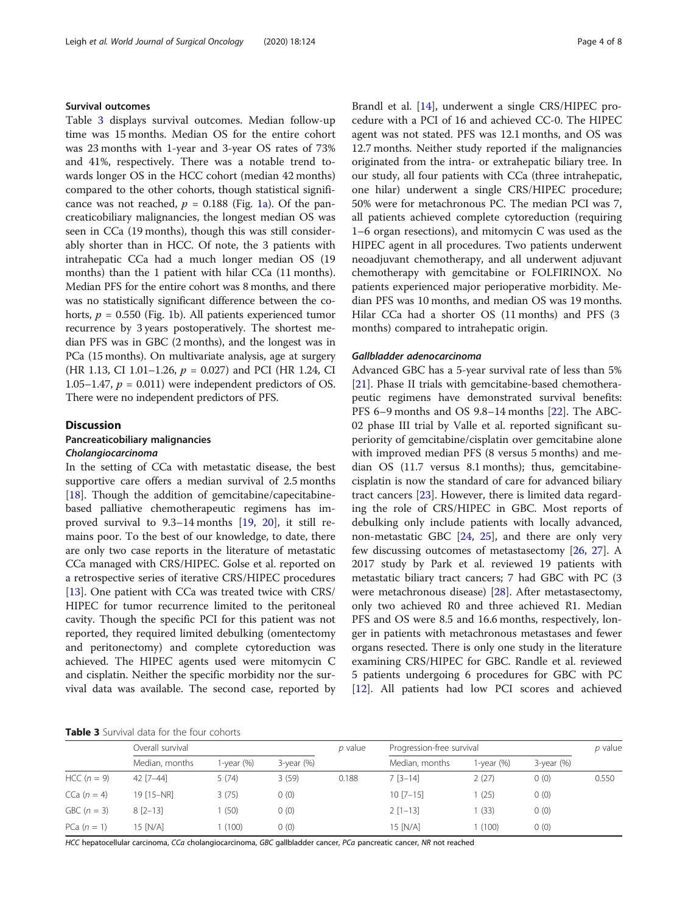### Survival outcomes

Table 3 displays survival outcomes. Median follow-up time was 15 months. Median OS for the entire cohort was 23 months with 1-year and 3-year OS rates of 73% and 41%, respectively. There was a notable trend towards longer OS in the HCC cohort (median 42 months) compared to the other cohorts, though statistical significance was not reached, $p$ = 0.188 (Fig. 1a). Of the pancreaticobiliary malignancies, the longest median OS was seen in CCa (19 months), though this was still considerably shorter than in HCC. Of note, the 3 patients with intrahepatic CCa had a much longer median OS (19 months) than the 1 patient with hilar CCa (11 months). Median PFS for the entire cohort was 8 months, and there was no statistically significant difference between the cohorts, $p$ = 0.550 (Fig. 1b). All patients experienced tumor recurrence by 3 years postoperatively. The shortest median PFS was in GBC (2 months), and the longest was in PCa (15 months). On multivariate analysis, age at surgery (HR 1.13, CI 1.01–1.26, $p$ = 0.027) and PCI (HR 1.24, CI 1.05–1.47, $p$ = 0.011) were independent predictors of OS. There were no independent predictors of PFS.

## Discussion

### Pancreaticobiliary malignancies

#### *Cholangiocarcinoma*

In the setting of CCa with metastatic disease, the best supportive care offers a median survival of 2.5 months [18]. Though the addition of gemcitabine/capecitabine-based palliative chemotherapeutic regimens has improved survival to 9.3–14 months [19, 20], it still remains poor. To the best of our knowledge, to date, there are only two case reports in the literature of metastatic CCa managed with CRS/HIPEC. Golse et al. reported on a retrospective series of iterative CRS/HIPEC procedures [13]. One patient with CCa was treated twice with CRS/HIPEC for tumor recurrence limited to the peritoneal cavity. Though the specific PCI for this patient was not reported, they required limited debulking (omentectomy and peritonectomy) and complete cytoreduction was achieved. The HIPEC agents used were mitomycin C and cisplatin. Neither the specific morbidity nor the survival data was available. The second case, reported by Brandl et al. [14], underwent a single CRS/HIPEC procedure with a PCI of 16 and achieved CC-0. The HIPEC agent was not stated. PFS was 12.1 months, and OS was 12.7 months. Neither study reported if the malignancies originated from the intra- or extrahepatic biliary tree. In our study, all four patients with CCa (three intrahepatic, one hilar) underwent a single CRS/HIPEC procedure; 50% were for metachronous PC. The median PCI was 7, all patients achieved complete cytoreduction (requiring 1–6 organ resections), and mitomycin C was used as the HIPEC agent in all procedures. Two patients underwent neoadjuvant chemotherapy, and all underwent adjuvant chemotherapy with gemcitabine or FOLFIRINOX. No patients experienced major perioperative morbidity. Median PFS was 10 months, and median OS was 19 months. Hilar CCa had a shorter OS (11 months) and PFS (3 months) compared to intrahepatic origin.

#### *Gallbladder adenocarcinoma*

Advanced GBC has a 5-year survival rate of less than 5% [21]. Phase II trials with gemcitabine-based chemotherapeutic regimens have demonstrated survival benefits: PFS 6–9 months and OS 9.8–14 months [22]. The ABC-02 phase III trial by Valle et al. reported significant superiority of gemcitabine/cisplatin over gemcitabine alone with improved median PFS (8 versus 5 months) and median OS (11.7 versus 8.1 months); thus, gemcitabine-cisplatin is now the standard of care for advanced biliary tract cancers [23]. However, there is limited data regarding the role of CRS/HIPEC in GBC. Most reports of debulking only include patients with locally advanced, non-metastatic GBC [24, 25], and there are only very few discussing outcomes of metastasectomy [26, 27]. A 2017 study by Park et al. reviewed 19 patients with metastatic biliary tract cancers; 7 had GBC with PC (3 were metachronous disease) [28]. After metastasectomy, only two achieved R0 and three achieved R1. Median PFS and OS were 8.5 and 16.6 months, respectively, longer in patients with metachronous metastases and fewer organs resected. There is only one study in the literature examining CRS/HIPEC for GBC. Randle et al. reviewed 5 patients undergoing 6 procedures for GBC with PC [12]. All patients had low PCI scores and achieved

**Table 3** Survival data for the four cohorts

| | Overall survival | | | $p$ value | Progression-free survival | | | $p$ value |
|---|---|---|---|---|---|---|---|---|
| | Median, months | 1-year (%) | 3-year (%) | | Median, months | 1-year (%) | 3-year (%) | |
| HCC ($n$ = 9) | 42 [7–44] | 5 (74) | 3 (59) | 0.188 | 7 [3–14] | 2 (27) | 0 (0) | 0.550 |
| CCa ($n$ = 4) | 19 [15–NR] | 3 (75) | 0 (0) | | 10 [7–15] | 1 (25) | 0 (0) | |
| GBC ($n$ = 3) | 8 [2–13] | 1 (50) | 0 (0) | | 2 [1–13] | 1 (33) | 0 (0) | |
| PCa ($n$ = 1) | 15 [N/A] | 1 (100) | 0 (0) | | 15 [N/A] | 1 (100) | 0 (0) | |

*HCC* hepatocellular carcinoma, *CCa* cholangiocarcinoma, *GBC* gallbladder cancer, *PCa* pancreatic cancer, *NR* not reached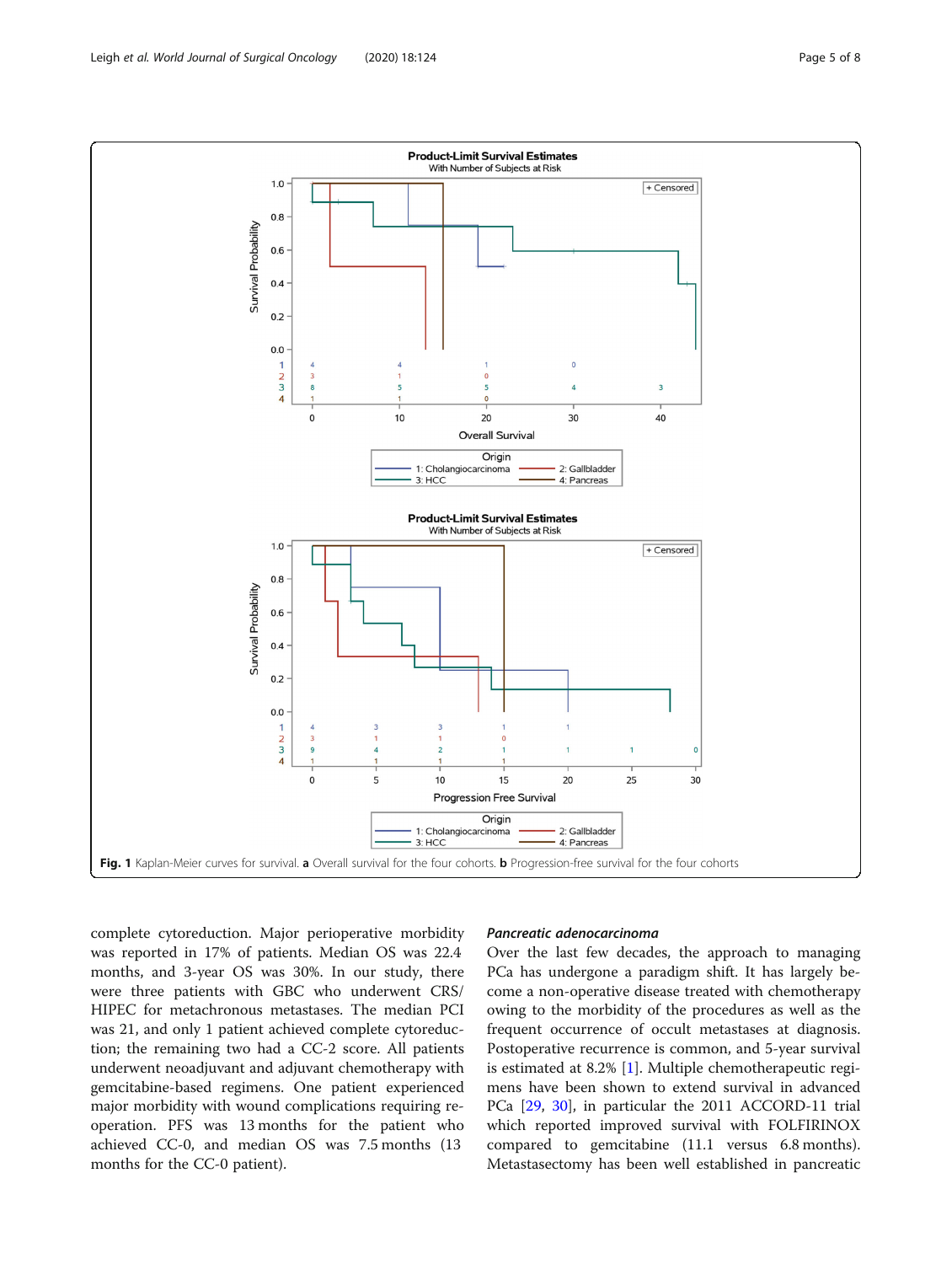Product-Limit Survival Estimates

With Number of Subjects at Risk

+ Censored

Survival Probability

1.0
0.8
0.6
0.4
0.2
0.0

1 4 4 1 0
2 3 1 0
3 8 5 5 4 3
4 1 1 0

0 10 20 30 40

Overall Survival

Origin

1: Cholangiocarcinoma 2: Gallbladder
3: HCC 4: Pancreas

Product-Limit Survival Estimates

With Number of Subjects at Risk

+ Censored

Survival Probability

1.0
0.8
0.6
0.4
0.2
0.0

1 4 3 3 1 1
2 3 1 1 0
3 9 4 2 1 1 1 0
4 1 1 1 1

0 5 10 15 20 25 30

Progression Free Survival

Origin

1: Cholangiocarcinoma 2: Gallbladder
3: HCC 4: Pancreas

**Fig. 1** Kaplan-Meier curves for survival. **a** Overall survival for the four cohorts. **b** Progression-free survival for the four cohorts

complete cytoreduction. Major perioperative morbidity was reported in 17% of patients. Median OS was 22.4 months, and 3-year OS was 30%. In our study, there were three patients with GBC who underwent CRS/HIPEC for metachronous metastases. The median PCI was 21, and only 1 patient achieved complete cytoreduction; the remaining two had a CC-2 score. All patients underwent neoadjuvant and adjuvant chemotherapy with gemcitabine-based regimens. One patient experienced major morbidity with wound complications requiring reoperation. PFS was 13 months for the patient who achieved CC-0, and median OS was 7.5 months (13 months for the CC-0 patient).

### *Pancreatic adenocarcinoma*

Over the last few decades, the approach to managing PCa has undergone a paradigm shift. It has largely become a non-operative disease treated with chemotherapy owing to the morbidity of the procedures as well as the frequent occurrence of occult metastases at diagnosis. Postoperative recurrence is common, and 5-year survival is estimated at 8.2% [1]. Multiple chemotherapeutic regimens have been shown to extend survival in advanced PCa [29, 30], in particular the 2011 ACCORD-11 trial which reported improved survival with FOLFIRINOX compared to gemcitabine (11.1 versus 6.8 months). Metastasectomy has been well established in pancreatic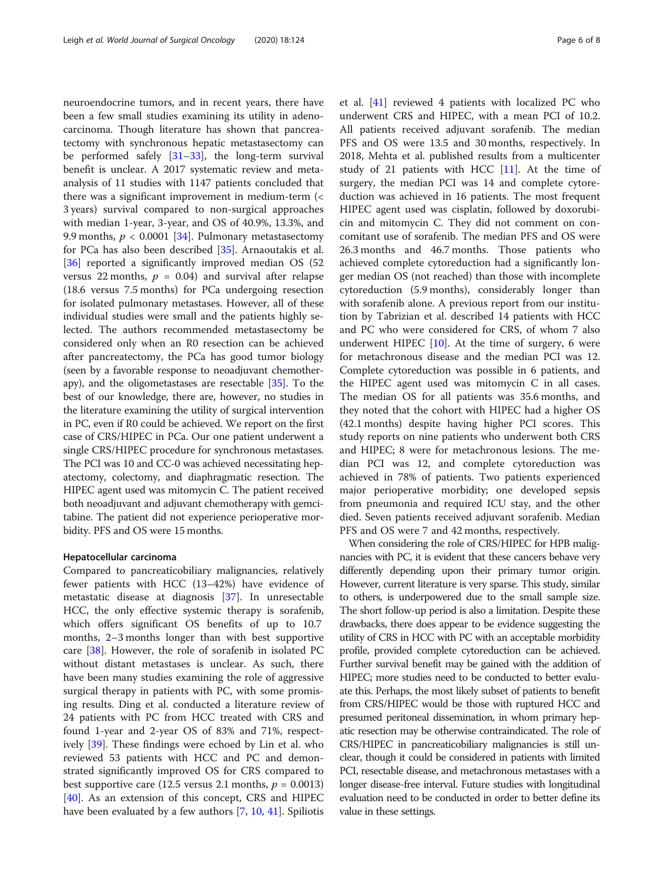neuroendocrine tumors, and in recent years, there have been a few small studies examining its utility in adenocarcinoma. Though literature has shown that pancreatectomy with synchronous hepatic metastasectomy can be performed safely [31–33], the long-term survival benefit is unclear. A 2017 systematic review and meta-analysis of 11 studies with 1147 patients concluded that there was a significant improvement in medium-term (< 3 years) survival compared to non-surgical approaches with median 1-year, 3-year, and OS of 40.9%, 13.3%, and 9.9 months, $p < 0.0001$ [34]. Pulmonary metastasectomy for PCa has also been described [35]. Arnaoutakis et al. [36] reported a significantly improved median OS (52 versus 22 months, $p = 0.04$) and survival after relapse (18.6 versus 7.5 months) for PCa undergoing resection for isolated pulmonary metastases. However, all of these individual studies were small and the patients highly selected. The authors recommended metastasectomy be considered only when an R0 resection can be achieved after pancreatectomy, the PCa has good tumor biology (seen by a favorable response to neoadjuvant chemotherapy), and the oligometastases are resectable [35]. To the best of our knowledge, there are, however, no studies in the literature examining the utility of surgical intervention in PC, even if R0 could be achieved. We report on the first case of CRS/HIPEC in PCa. Our one patient underwent a single CRS/HIPEC procedure for synchronous metastases. The PCI was 10 and CC-0 was achieved necessitating hepatectomy, colectomy, and diaphragmatic resection. The HIPEC agent used was mitomycin C. The patient received both neoadjuvant and adjuvant chemotherapy with gemcitabine. The patient did not experience perioperative morbidity. PFS and OS were 15 months.

#### Hepatocellular carcinoma

Compared to pancreaticobiliary malignancies, relatively fewer patients with HCC (13–42%) have evidence of metastatic disease at diagnosis [37]. In unresectable HCC, the only effective systemic therapy is sorafenib, which offers significant OS benefits of up to 10.7 months, 2–3 months longer than with best supportive care [38]. However, the role of sorafenib in isolated PC without distant metastases is unclear. As such, there have been many studies examining the role of aggressive surgical therapy in patients with PC, with some promising results. Ding et al. conducted a literature review of 24 patients with PC from HCC treated with CRS and found 1-year and 2-year OS of 83% and 71%, respectively [39]. These findings were echoed by Lin et al. who reviewed 53 patients with HCC and PC and demonstrated significantly improved OS for CRS compared to best supportive care (12.5 versus 2.1 months, $p = 0.0013$) [40]. As an extension of this concept, CRS and HIPEC have been evaluated by a few authors [7, 10, 41]. Spiliotis et al. [41] reviewed 4 patients with localized PC who underwent CRS and HIPEC, with a mean PCI of 10.2. All patients received adjuvant sorafenib. The median PFS and OS were 13.5 and 30 months, respectively. In 2018, Mehta et al. published results from a multicenter study of 21 patients with HCC [11]. At the time of surgery, the median PCI was 14 and complete cytoreduction was achieved in 16 patients. The most frequent HIPEC agent used was cisplatin, followed by doxorubicin and mitomycin C. They did not comment on concomitant use of sorafenib. The median PFS and OS were 26.3 months and 46.7 months. Those patients who achieved complete cytoreduction had a significantly longer median OS (not reached) than those with incomplete cytoreduction (5.9 months), considerably longer than with sorafenib alone. A previous report from our institution by Tabrizian et al. described 14 patients with HCC and PC who were considered for CRS, of whom 7 also underwent HIPEC [10]. At the time of surgery, 6 were for metachronous disease and the median PCI was 12. Complete cytoreduction was possible in 6 patients, and the HIPEC agent used was mitomycin C in all cases. The median OS for all patients was 35.6 months, and they noted that the cohort with HIPEC had a higher OS (42.1 months) despite having higher PCI scores. This study reports on nine patients who underwent both CRS and HIPEC; 8 were for metachronous lesions. The median PCI was 12, and complete cytoreduction was achieved in 78% of patients. Two patients experienced major perioperative morbidity; one developed sepsis from pneumonia and required ICU stay, and the other died. Seven patients received adjuvant sorafenib. Median PFS and OS were 7 and 42 months, respectively.

When considering the role of CRS/HIPEC for HPB malignancies with PC, it is evident that these cancers behave very differently depending upon their primary tumor origin. However, current literature is very sparse. This study, similar to others, is underpowered due to the small sample size. The short follow-up period is also a limitation. Despite these drawbacks, there does appear to be evidence suggesting the utility of CRS in HCC with PC with an acceptable morbidity profile, provided complete cytoreduction can be achieved. Further survival benefit may be gained with the addition of HIPEC; more studies need to be conducted to better evaluate this. Perhaps, the most likely subset of patients to benefit from CRS/HIPEC would be those with ruptured HCC and presumed peritoneal dissemination, in whom primary hepatic resection may be otherwise contraindicated. The role of CRS/HIPEC in pancreaticobiliary malignancies is still unclear, though it could be considered in patients with limited PCI, resectable disease, and metachronous metastases with a longer disease-free interval. Future studies with longitudinal evaluation need to be conducted in order to better define its value in these settings.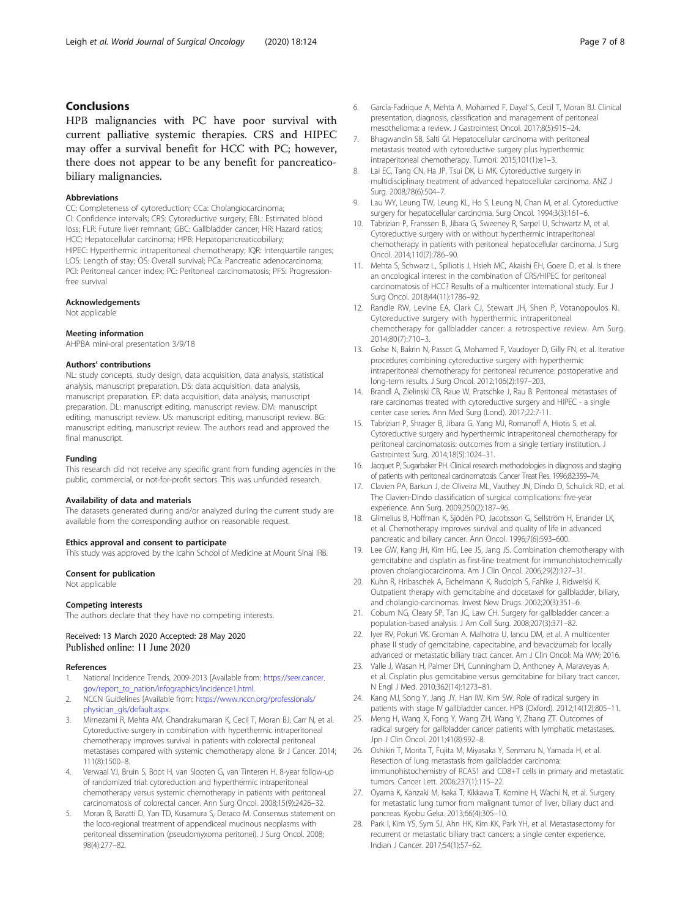## Conclusions

HPB malignancies with PC have poor survival with current palliative systemic therapies. CRS and HIPEC may offer a survival benefit for HCC with PC; however, there does not appear to be any benefit for pancreatico-biliary malignancies.

#### Abbreviations

CC: Completeness of cytoreduction; CCa: Cholangiocarcinoma; CI: Confidence intervals; CRS: Cytoreductive surgery; EBL: Estimated blood loss; FLR: Future liver remnant; GBC: Gallbladder cancer; HR: Hazard ratios; HCC: Hepatocellular carcinoma; HPB: Hepatopancreaticobiliary; HIPEC: Hyperthermic intraperitoneal chemotherapy; IQR: Interquartile ranges; LOS: Length of stay; OS: Overall survival; PCa: Pancreatic adenocarcinoma; PCI: Peritoneal cancer index; PC: Peritoneal carcinomatosis; PFS: Progression-free survival

#### Acknowledgements

Not applicable

#### Meeting information

AHPBA mini-oral presentation 3/9/18

#### Authors' contributions

NL: study concepts, study design, data acquisition, data analysis, statistical analysis, manuscript preparation. DS: data acquisition, data analysis, manuscript preparation. EP: data acquisition, data analysis, manuscript preparation. DL: manuscript editing, manuscript review. DM: manuscript editing, manuscript review. US: manuscript editing, manuscript review. BG: manuscript editing, manuscript review. The authors read and approved the final manuscript.

#### Funding

This research did not receive any specific grant from funding agencies in the public, commercial, or not-for-profit sectors. This was unfunded research.

#### Availability of data and materials

The datasets generated during and/or analyzed during the current study are available from the corresponding author on reasonable request.

#### Ethics approval and consent to participate

This study was approved by the Icahn School of Medicine at Mount Sinai IRB.

#### Consent for publication

Not applicable

#### Competing interests

The authors declare that they have no competing interests.

Received: 13 March 2020 Accepted: 28 May 2020
Published online: 11 June 2020

#### References

1. National Incidence Trends, 2009-2013 [Available from: https://seer.cancer.gov/report_to_nation/infographics/incidence1.html.
2. NCCN Guidelines [Available from: https://www.nccn.org/professionals/physician_gls/default.aspx.
3. Mirnezami R, Mehta AM, Chandrakumaran K, Cecil T, Moran BJ, Carr N, et al. Cytoreductive surgery in combination with hyperthermic intraperitoneal chemotherapy improves survival in patients with colorectal peritoneal metastases compared with systemic chemotherapy alone. Br J Cancer. 2014; 111(8):1500–8.
4. Verwaal VJ, Bruin S, Boot H, van Slooten G, van Tinteren H. 8-year follow-up of randomized trial: cytoreduction and hyperthermic intraperitoneal chemotherapy versus systemic chemotherapy in patients with peritoneal carcinomatosis of colorectal cancer. Ann Surg Oncol. 2008;15(9):2426–32.
5. Moran B, Baratti D, Yan TD, Kusamura S, Deraco M. Consensus statement on the loco-regional treatment of appendiceal mucinous neoplasms with peritoneal dissemination (pseudomyxoma peritonei). J Surg Oncol. 2008; 98(4):277–82.
6. García-Fadrique A, Mehta A, Mohamed F, Dayal S, Cecil T, Moran BJ. Clinical presentation, diagnosis, classification and management of peritoneal mesothelioma: a review. J Gastrointest Oncol. 2017;8(5):915–24.
7. Bhagwandin SB, Salti GI. Hepatocellular carcinoma with peritoneal metastasis treated with cytoreductive surgery plus hyperthermic intraperitoneal chemotherapy. Tumori. 2015;101(1):e1–3.
8. Lai EC, Tang CN, Ha JP, Tsui DK, Li MK. Cytoreductive surgery in multidisciplinary treatment of advanced hepatocellular carcinoma. ANZ J Surg. 2008;78(6):504–7.
9. Lau WY, Leung TW, Leung KL, Ho S, Leung N, Chan M, et al. Cytoreductive surgery for hepatocellular carcinoma. Surg Oncol. 1994;3(3):161–6.
10. Tabrizian P, Franssen B, Jibara G, Sweeney R, Sarpel U, Schwartz M, et al. Cytoreductive surgery with or without hyperthermic intraperitoneal chemotherapy in patients with peritoneal hepatocellular carcinoma. J Surg Oncol. 2014;110(7):786–90.
11. Mehta S, Schwarz L, Spiliotis J, Hsieh MC, Akaishi EH, Goere D, et al. Is there an oncological interest in the combination of CRS/HIPEC for peritoneal carcinomatosis of HCC? Results of a multicenter international study. Eur J Surg Oncol. 2018;44(11):1786–92.
12. Randle RW, Levine EA, Clark CJ, Stewart JH, Shen P, Votanopoulos KI. Cytoreductive surgery with hyperthermic intraperitoneal chemotherapy for gallbladder cancer: a retrospective review. Am Surg. 2014;80(7):710–3.
13. Golse N, Bakrin N, Passot G, Mohamed F, Vaudoyer D, Gilly FN, et al. Iterative procedures combining cytoreductive surgery with hyperthermic intraperitoneal chemotherapy for peritoneal recurrence: postoperative and long-term results. J Surg Oncol. 2012;106(2):197–203.
14. Brandl A, Zielinski CB, Raue W, Pratschke J, Rau B. Peritoneal metastases of rare carcinomas treated with cytoreductive surgery and HIPEC - a single center case series. Ann Med Surg (Lond). 2017;22:7-11.
15. Tabrizian P, Shrager B, Jibara G, Yang MJ, Romanoff A, Hiotis S, et al. Cytoreductive surgery and hyperthermic intraperitoneal chemotherapy for peritoneal carcinomatosis: outcomes from a single tertiary institution. J Gastrointest Surg. 2014;18(5):1024–31.
16. Jacquet P, Sugarbaker PH. Clinical research methodologies in diagnosis and staging of patients with peritoneal carcinomatosis. Cancer Treat Res. 1996;82:359–74.
17. Clavien PA, Barkun J, de Oliveira ML, Vauthey JN, Dindo D, Schulick RD, et al. The Clavien-Dindo classification of surgical complications: five-year experience. Ann Surg. 2009;250(2):187–96.
18. Glimelius B, Hoffman K, Sjödén PO, Jacobsson G, Sellström H, Enander LK, et al. Chemotherapy improves survival and quality of life in advanced pancreatic and biliary cancer. Ann Oncol. 1996;7(6):593–600.
19. Lee GW, Kang JH, Kim HG, Lee JS, Jang JS. Combination chemotherapy with gemcitabine and cisplatin as first-line treatment for immunohistochemically proven cholangiocarcinoma. Am J Clin Oncol. 2006;29(2):127–31.
20. Kuhn R, Hribaschek A, Eichelmann K, Rudolph S, Fahlke J, Ridwelski K. Outpatient therapy with gemcitabine and docetaxel for gallbladder, biliary, and cholangio-carcinomas. Invest New Drugs. 2002;20(3):351–6.
21. Coburn NG, Cleary SP, Tan JC, Law CH. Surgery for gallbladder cancer: a population-based analysis. J Am Coll Surg. 2008;207(3):371–82.
22. Iyer RV, Pokuri VK. Groman A. Malhotra U, Iancu DM, et al. A multicenter phase II study of gemcitabine, capecitabine, and bevacizumab for locally advanced or metastatic biliary tract cancer. Am J Clin Oncol: Ma WW; 2016.
23. Valle J, Wasan H, Palmer DH, Cunningham D, Anthoney A, Maraveyas A, et al. Cisplatin plus gemcitabine versus gemcitabine for biliary tract cancer. N Engl J Med. 2010;362(14):1273–81.
24. Kang MJ, Song Y, Jang JY, Han IW, Kim SW. Role of radical surgery in patients with stage IV gallbladder cancer. HPB (Oxford). 2012;14(12):805–11.
25. Meng H, Wang X, Fong Y, Wang ZH, Wang Y, Zhang ZT. Outcomes of radical surgery for gallbladder cancer patients with lymphatic metastases. Jpn J Clin Oncol. 2011;41(8):992–8.
26. Oshikiri T, Morita T, Fujita M, Miyasaka Y, Senmaru N, Yamada H, et al. Resection of lung metastasis from gallbladder carcinoma: immunohistochemistry of RCAS1 and CD8+T cells in primary and metastatic tumors. Cancer Lett. 2006;237(1):115–22.
27. Oyama K, Kanzaki M, Isaka T, Kikkawa T, Komine H, Wachi N, et al. Surgery for metastatic lung tumor from malignant tumor of liver, biliary duct and pancreas. Kyobu Geka. 2013;66(4):305–10.
28. Park I, Kim YS, Sym SJ, Ahn HK, Kim KK, Park YH, et al. Metastasectomy for recurrent or metastatic biliary tract cancers: a single center experience. Indian J Cancer. 2017;54(1):57–62.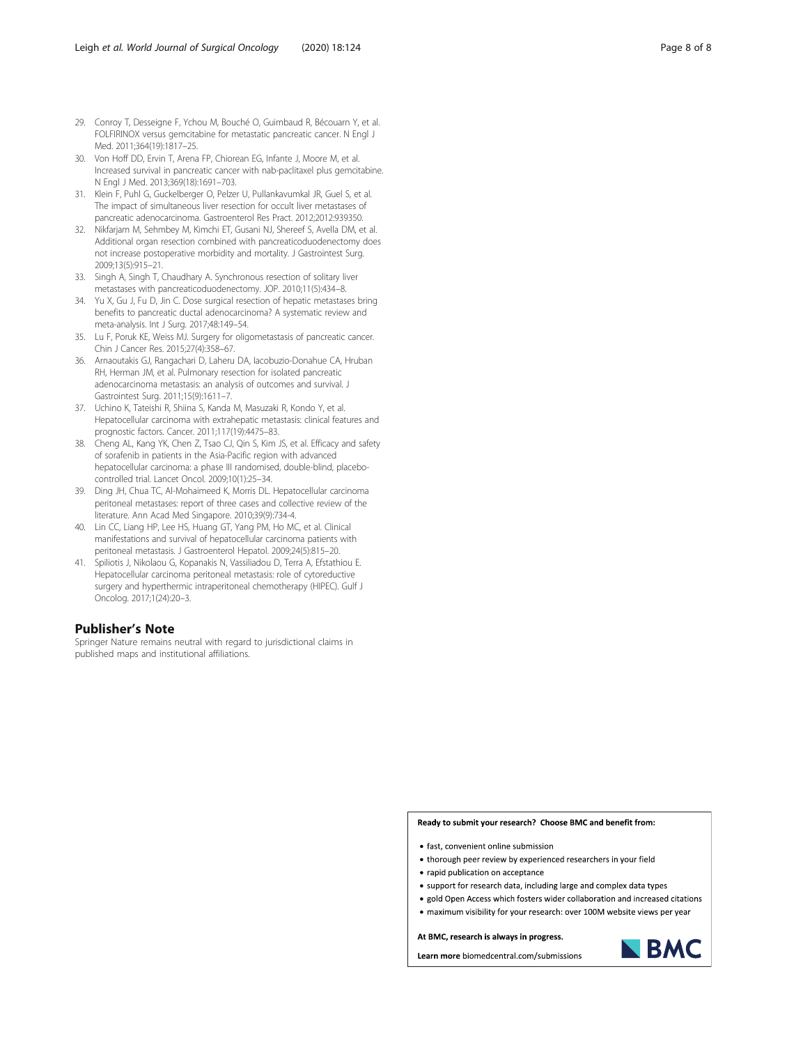29. Conroy T, Desseigne F, Ychou M, Bouché O, Guimbaud R, Bécouarn Y, et al. FOLFIRINOX versus gemcitabine for metastatic pancreatic cancer. N Engl J Med. 2011;364(19):1817–25.
30. Von Hoff DD, Ervin T, Arena FP, Chiorean EG, Infante J, Moore M, et al. Increased survival in pancreatic cancer with nab-paclitaxel plus gemcitabine. N Engl J Med. 2013;369(18):1691–703.
31. Klein F, Puhl G, Guckelberger O, Pelzer U, Pullankavumkal JR, Guel S, et al. The impact of simultaneous liver resection for occult liver metastases of pancreatic adenocarcinoma. Gastroenterol Res Pract. 2012;2012:939350.
32. Nikfarjam M, Sehmbey M, Kimchi ET, Gusani NJ, Shereef S, Avella DM, et al. Additional organ resection combined with pancreaticoduodenectomy does not increase postoperative morbidity and mortality. J Gastrointest Surg. 2009;13(5):915–21.
33. Singh A, Singh T, Chaudhary A. Synchronous resection of solitary liver metastases with pancreaticoduodenectomy. JOP. 2010;11(5):434–8.
34. Yu X, Gu J, Fu D, Jin C. Dose surgical resection of hepatic metastases bring benefits to pancreatic ductal adenocarcinoma? A systematic review and meta-analysis. Int J Surg. 2017;48:149–54.
35. Lu F, Poruk KE, Weiss MJ. Surgery for oligometastasis of pancreatic cancer. Chin J Cancer Res. 2015;27(4):358–67.
36. Arnaoutakis GJ, Rangachari D, Laheru DA, Iacobuzio-Donahue CA, Hruban RH, Herman JM, et al. Pulmonary resection for isolated pancreatic adenocarcinoma metastasis: an analysis of outcomes and survival. J Gastrointest Surg. 2011;15(9):1611–7.
37. Uchino K, Tateishi R, Shiina S, Kanda M, Masuzaki R, Kondo Y, et al. Hepatocellular carcinoma with extrahepatic metastasis: clinical features and prognostic factors. Cancer. 2011;117(19):4475–83.
38. Cheng AL, Kang YK, Chen Z, Tsao CJ, Qin S, Kim JS, et al. Efficacy and safety of sorafenib in patients in the Asia-Pacific region with advanced hepatocellular carcinoma: a phase III randomised, double-blind, placebo-controlled trial. Lancet Oncol. 2009;10(1):25–34.
39. Ding JH, Chua TC, Al-Mohaimeed K, Morris DL. Hepatocellular carcinoma peritoneal metastases: report of three cases and collective review of the literature. Ann Acad Med Singapore. 2010;39(9):734-4.
40. Lin CC, Liang HP, Lee HS, Huang GT, Yang PM, Ho MC, et al. Clinical manifestations and survival of hepatocellular carcinoma patients with peritoneal metastasis. J Gastroenterol Hepatol. 2009;24(5):815–20.
41. Spiliotis J, Nikolaou G, Kopanakis N, Vassiliadou D, Terra A, Efstathiou E. Hepatocellular carcinoma peritoneal metastasis: role of cytoreductive surgery and hyperthermic intraperitoneal chemotherapy (HIPEC). Gulf J Oncolog. 2017;1(24):20–3.

## Publisher's Note

Springer Nature remains neutral with regard to jurisdictional claims in published maps and institutional affiliations.

**Ready to submit your research? Choose BMC and benefit from:**

- fast, convenient online submission
- thorough peer review by experienced researchers in your field
- rapid publication on acceptance
- support for research data, including large and complex data types
- gold Open Access which fosters wider collaboration and increased citations
- maximum visibility for your research: over 100M website views per year

**At BMC, research is always in progress.**

**Learn more** biomedcentral.com/submissions

BMC